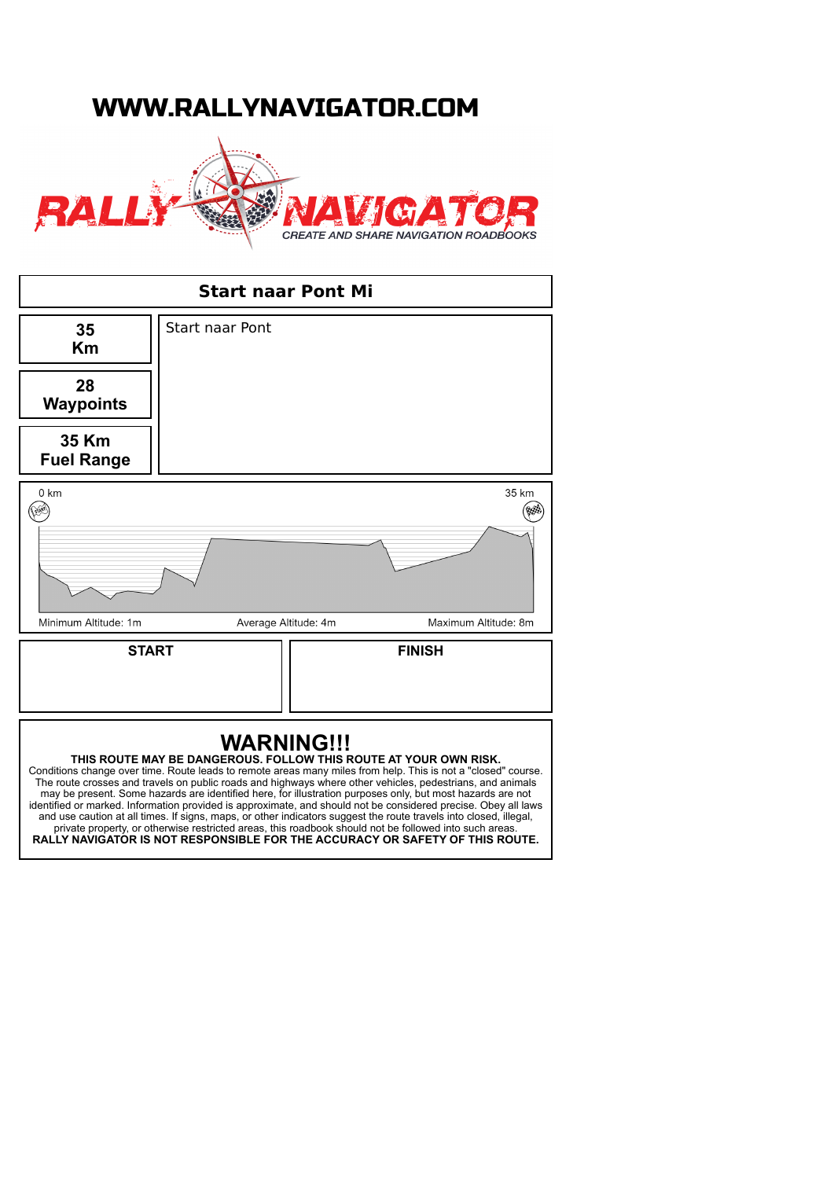# WWW.RALLYNAVIGATOR.COM

RALLY NAVIGATOR
*CREATE AND SHARE NAVIGATION ROADBOOKS*

## Start naar Pont Mi

| | |
|---|---|
| **35 Km** | Start naar Pont |
| **28 Waypoints** | |
| **35 Km Fuel Range** | |

0 km — 35 km

Minimum Altitude: 1m | Average Altitude: 4m | Maximum Altitude: 8m

| **START** | **FINISH** |
|---|---|
| | |

## WARNING!!!

**THIS ROUTE MAY BE DANGEROUS. FOLLOW THIS ROUTE AT YOUR OWN RISK.**
Conditions change over time. Route leads to remote areas many miles from help. This is not a "closed" course. The route crosses and travels on public roads and highways where other vehicles, pedestrians, and animals may be present. Some hazards are identified here, for illustration purposes only, but most hazards are not identified or marked. Information provided is approximate, and should not be considered precise. Obey all laws and use caution at all times. If signs, maps, or other indicators suggest the route travels into closed, illegal, private property, or otherwise restricted areas, this roadbook should not be followed into such areas.
**RALLY NAVIGATOR IS NOT RESPONSIBLE FOR THE ACCURACY OR SAFETY OF THIS ROUTE.**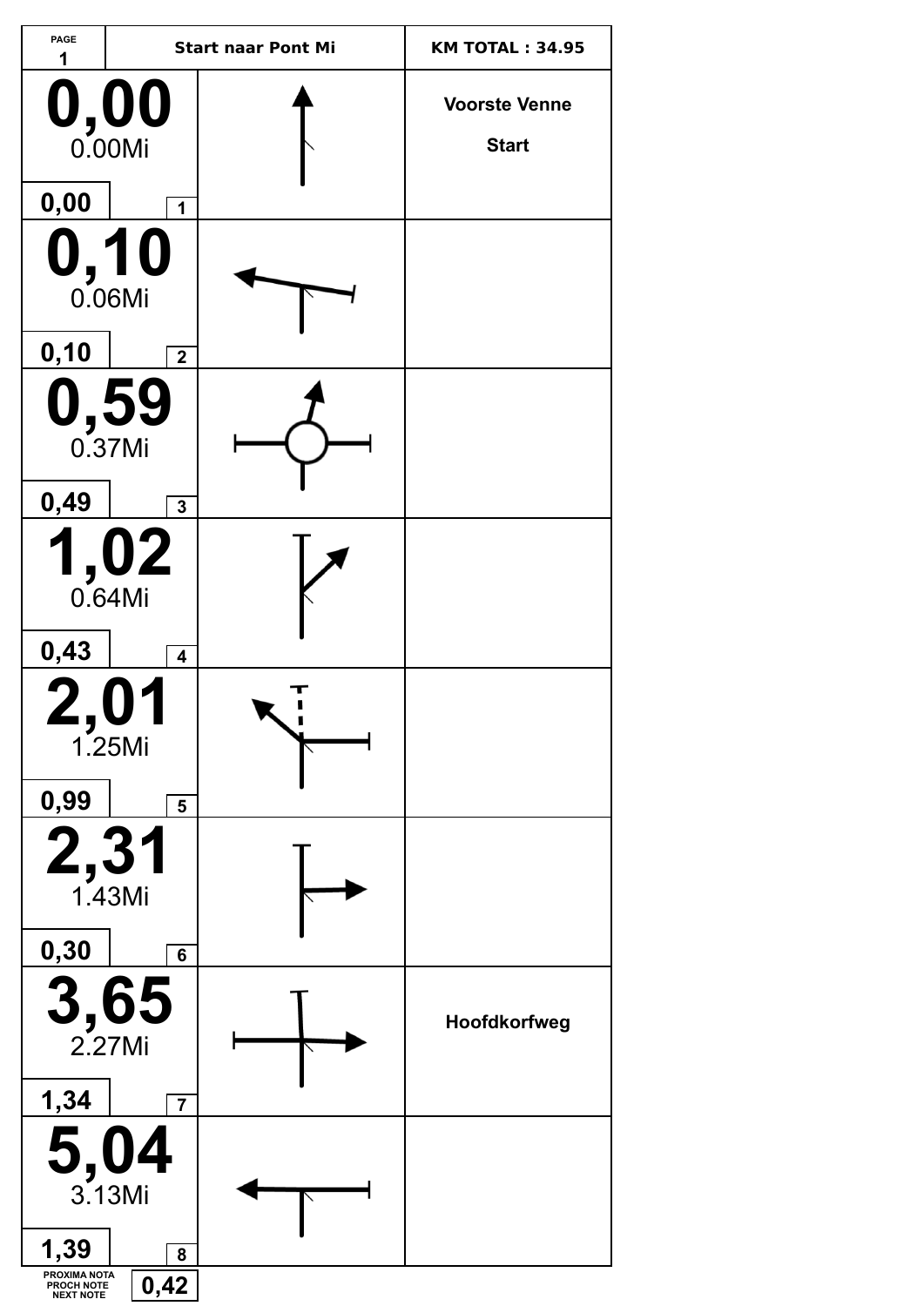| PAGE 1 | Start naar Pont Mi | KM TOTAL : 34.95 |
|---|---|---|
| **0,00** 0.00Mi — 0,00 — 1 | | **Voorste Venne** **Start** |
| **0,10** 0.06Mi — 0,10 — 2 | | |
| **0,59** 0.37Mi — 0,49 — 3 | | |
| **1,02** 0.64Mi — 0,43 — 4 | | |
| **2,01** 1.25Mi — 0,99 — 5 | | |
| **2,31** 1.43Mi — 0,30 — 6 | | |
| **3,65** 2.27Mi — 1,34 — 7 | | **Hoofdkorfweg** |
| **5,04** 3.13Mi — 1,39 — 8 | | |

PROXIMA NOTA / PROCH NOTE / NEXT NOTE: **0,42**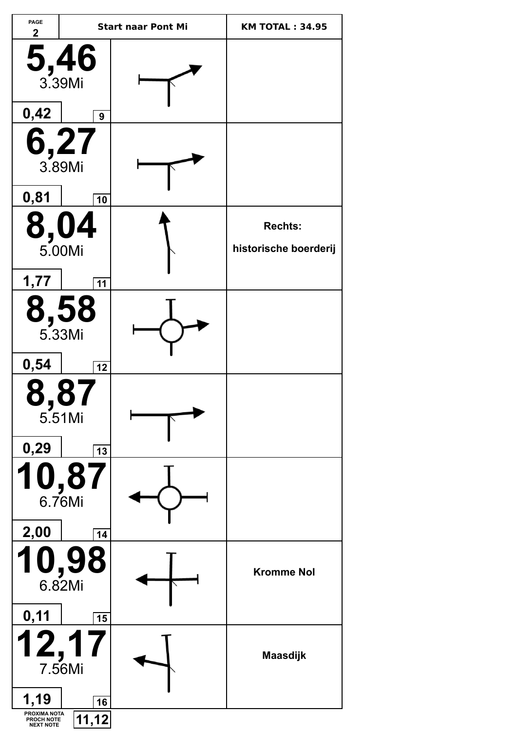| PAGE 2 | Start naar Pont Mi | KM TOTAL : 34.95 |
|---|---|---|
| **5,46** 3.39Mi — 0,42 — 9 | | |
| **6,27** 3.89Mi — 0,81 — 10 | | |
| **8,04** 5.00Mi — 1,77 — 11 | | **Rechts:** **historische boerderij** |
| **8,58** 5.33Mi — 0,54 — 12 | | |
| **8,87** 5.51Mi — 0,29 — 13 | | |
| **10,87** 6.76Mi — 2,00 — 14 | | |
| **10,98** 6.82Mi — 0,11 — 15 | | **Kromme Nol** |
| **12,17** 7.56Mi — 1,19 — 16 | | **Maasdijk** |

PROXIMA NOTA / PROCH NOTE / NEXT NOTE: **11,12**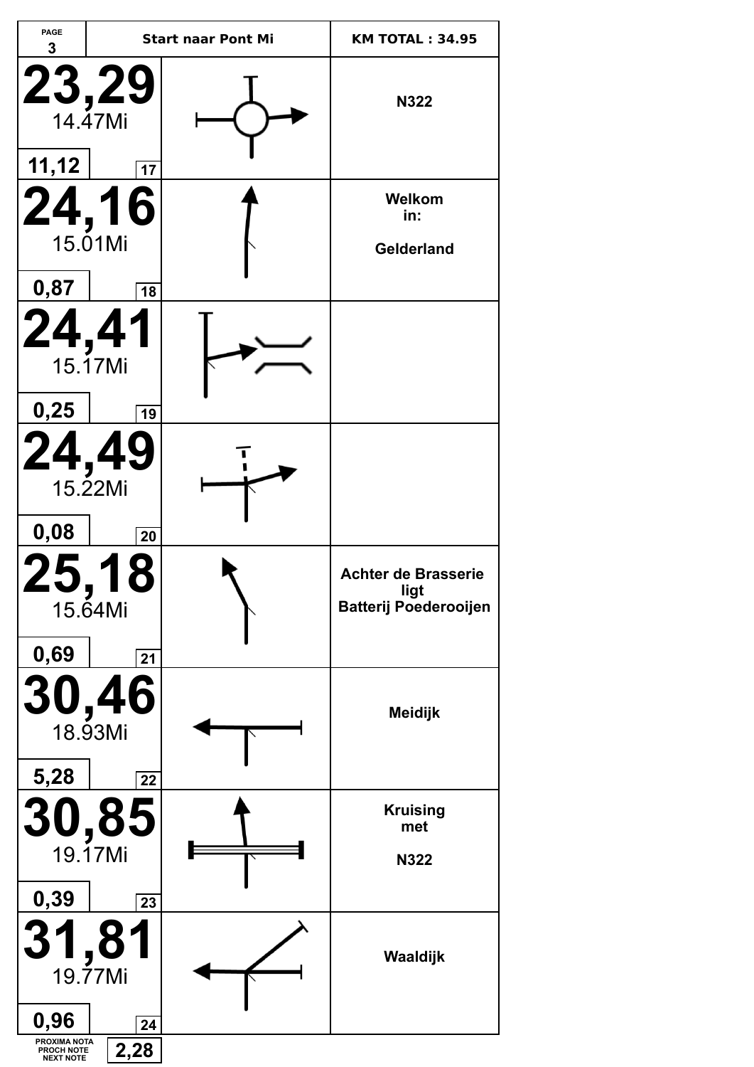| PAGE 3 | Start naar Pont Mi | KM TOTAL : 34.95 |
|---|---|---|
| **23,29** 14.47Mi — 11,12 — 17 | | **N322** |
| **24,16** 15.01Mi — 0,87 — 18 | | **Welkom in: Gelderland** |
| **24,41** 15.17Mi — 0,25 — 19 | | |
| **24,49** 15.22Mi — 0,08 — 20 | | |
| **25,18** 15.64Mi — 0,69 — 21 | | **Achter de Brasserie ligt Batterij Poederooijen** |
| **30,46** 18.93Mi — 5,28 — 22 | | **Meidijk** |
| **30,85** 19.17Mi — 0,39 — 23 | | **Kruising met N322** |
| **31,81** 19.77Mi — 0,96 — 24 | | **Waaldijk** |

PROXIMA NOTA / PROCH NOTE / NEXT NOTE: **2,28**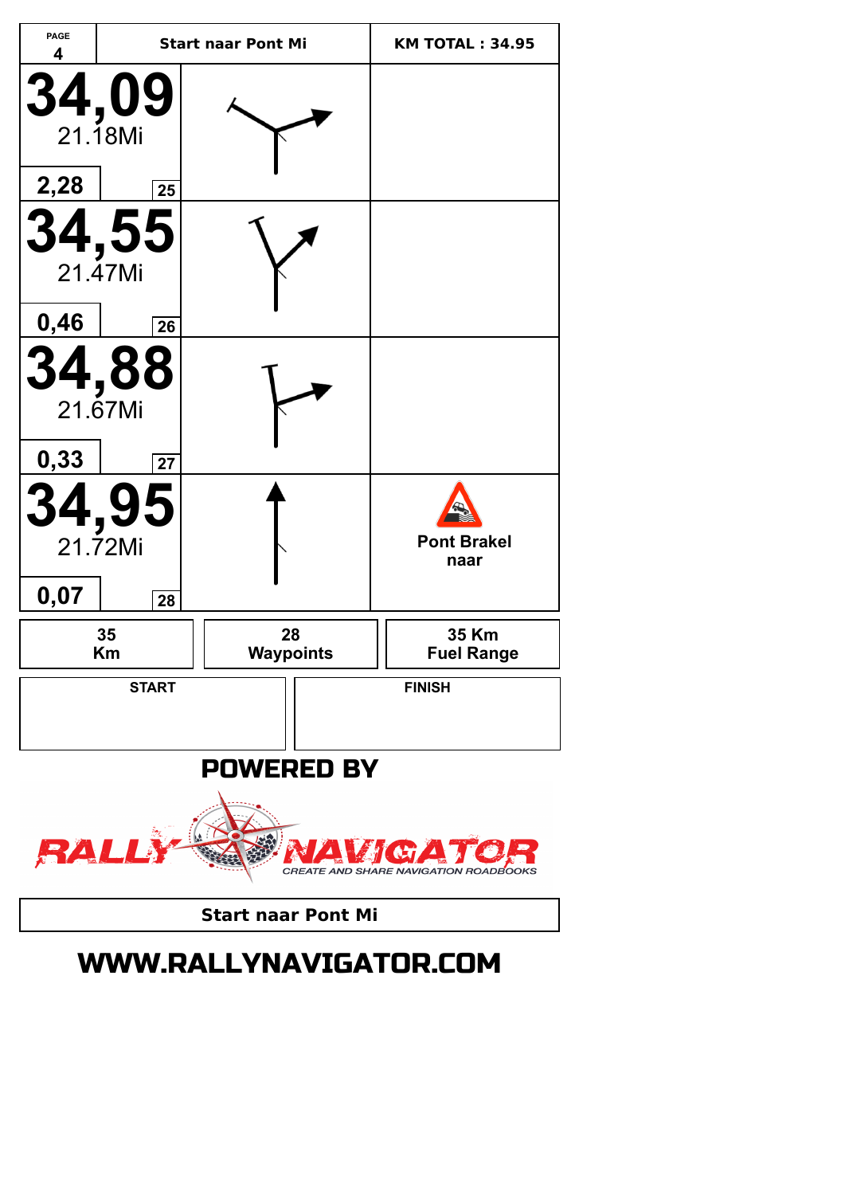| PAGE 4 | Start naar Pont Mi | KM TOTAL : 34.95 |
| --- | --- | --- |
| 34,09 21.18Mi 2,28 25 | | |
| 34,55 21.47Mi 0,46 26 | | |
| 34,88 21.67Mi 0,33 27 | | |
| 34,95 21.72Mi 0,07 28 | | Pont Brakel naar |

| | | |
| --- | --- | --- |
| 35 Km | 28 Waypoints | 35 Km Fuel Range |

| START | FINISH |
| --- | --- |
| | |

**POWERED BY**

RALLY NAVIGATOR

CREATE AND SHARE NAVIGATION ROADBOOKS

**Start naar Pont Mi**

**WWW.RALLYNAVIGATOR.COM**